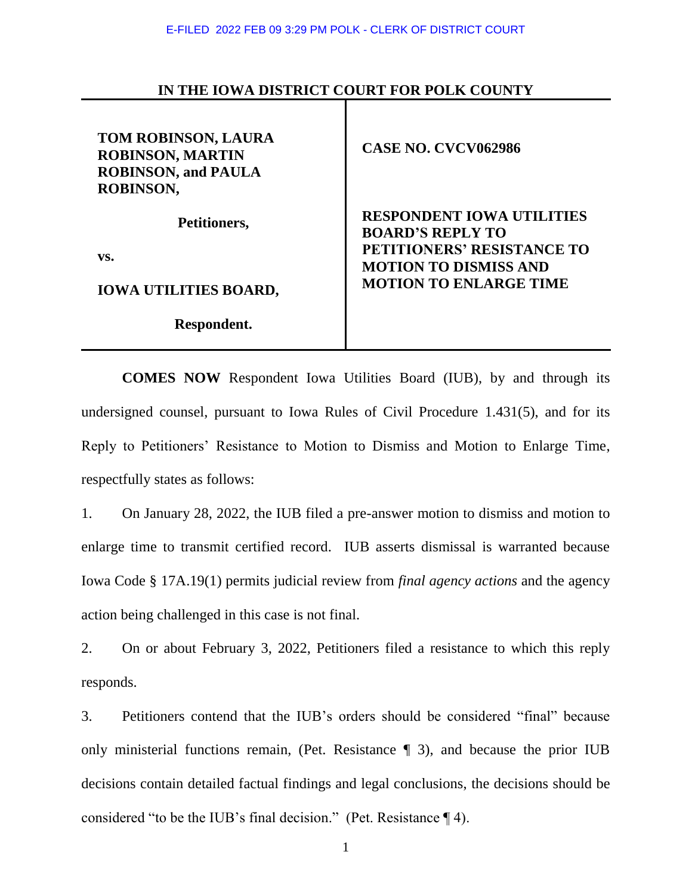E-FILED 2022 FEB 09 3:29 PM POLK - CLERK OF DISTRICT COURT

**IN THE IOWA DISTRICT COURT FOR POLK COUNTY**

| | |
|---|---|
| **TOM ROBINSON, LAURA ROBINSON, MARTIN ROBINSON, and PAULA ROBINSON,** | **CASE NO. CVCV062986** |
| **Petitioners,** | |
| **vs.** | **RESPONDENT IOWA UTILITIES BOARD'S REPLY TO PETITIONERS' RESISTANCE TO MOTION TO DISMISS AND MOTION TO ENLARGE TIME** |
| **IOWA UTILITIES BOARD,** | |
| **Respondent.** | |

**COMES NOW** Respondent Iowa Utilities Board (IUB), by and through its undersigned counsel, pursuant to Iowa Rules of Civil Procedure 1.431(5), and for its Reply to Petitioners' Resistance to Motion to Dismiss and Motion to Enlarge Time, respectfully states as follows:

1. On January 28, 2022, the IUB filed a pre-answer motion to dismiss and motion to enlarge time to transmit certified record. IUB asserts dismissal is warranted because Iowa Code § 17A.19(1) permits judicial review from *final agency actions* and the agency action being challenged in this case is not final.

2. On or about February 3, 2022, Petitioners filed a resistance to which this reply responds.

3. Petitioners contend that the IUB's orders should be considered "final" because only ministerial functions remain, (Pet. Resistance ¶ 3), and because the prior IUB decisions contain detailed factual findings and legal conclusions, the decisions should be considered "to be the IUB's final decision." (Pet. Resistance ¶ 4).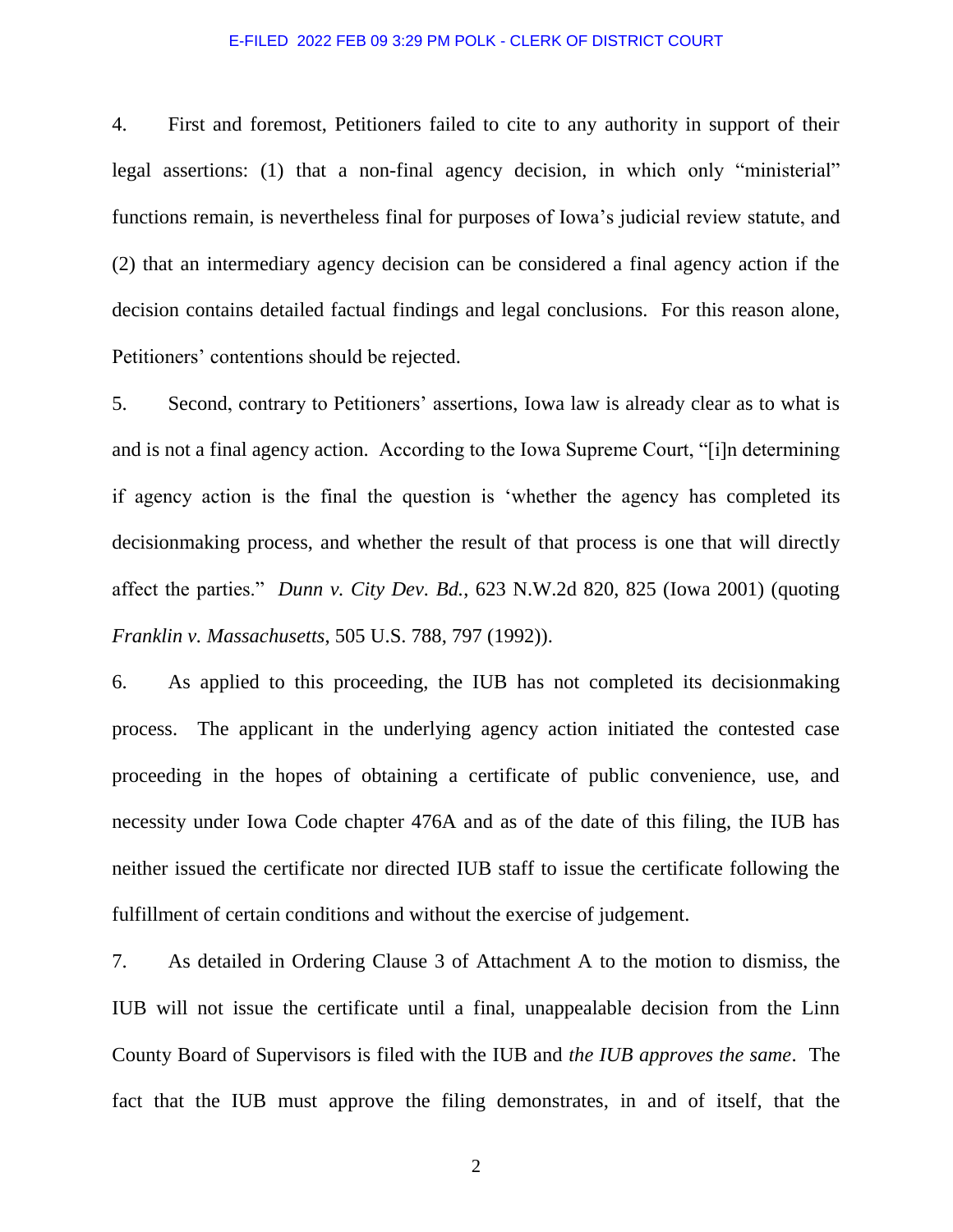4. First and foremost, Petitioners failed to cite to any authority in support of their legal assertions: (1) that a non-final agency decision, in which only "ministerial" functions remain, is nevertheless final for purposes of Iowa's judicial review statute, and (2) that an intermediary agency decision can be considered a final agency action if the decision contains detailed factual findings and legal conclusions. For this reason alone, Petitioners' contentions should be rejected.

5. Second, contrary to Petitioners' assertions, Iowa law is already clear as to what is and is not a final agency action. According to the Iowa Supreme Court, "[i]n determining if agency action is the final the question is 'whether the agency has completed its decisionmaking process, and whether the result of that process is one that will directly affect the parties." *Dunn v. City Dev. Bd.*, 623 N.W.2d 820, 825 (Iowa 2001) (quoting *Franklin v. Massachusetts*, 505 U.S. 788, 797 (1992)).

6. As applied to this proceeding, the IUB has not completed its decisionmaking process. The applicant in the underlying agency action initiated the contested case proceeding in the hopes of obtaining a certificate of public convenience, use, and necessity under Iowa Code chapter 476A and as of the date of this filing, the IUB has neither issued the certificate nor directed IUB staff to issue the certificate following the fulfillment of certain conditions and without the exercise of judgement.

7. As detailed in Ordering Clause 3 of Attachment A to the motion to dismiss, the IUB will not issue the certificate until a final, unappealable decision from the Linn County Board of Supervisors is filed with the IUB and *the IUB approves the same*. The fact that the IUB must approve the filing demonstrates, in and of itself, that the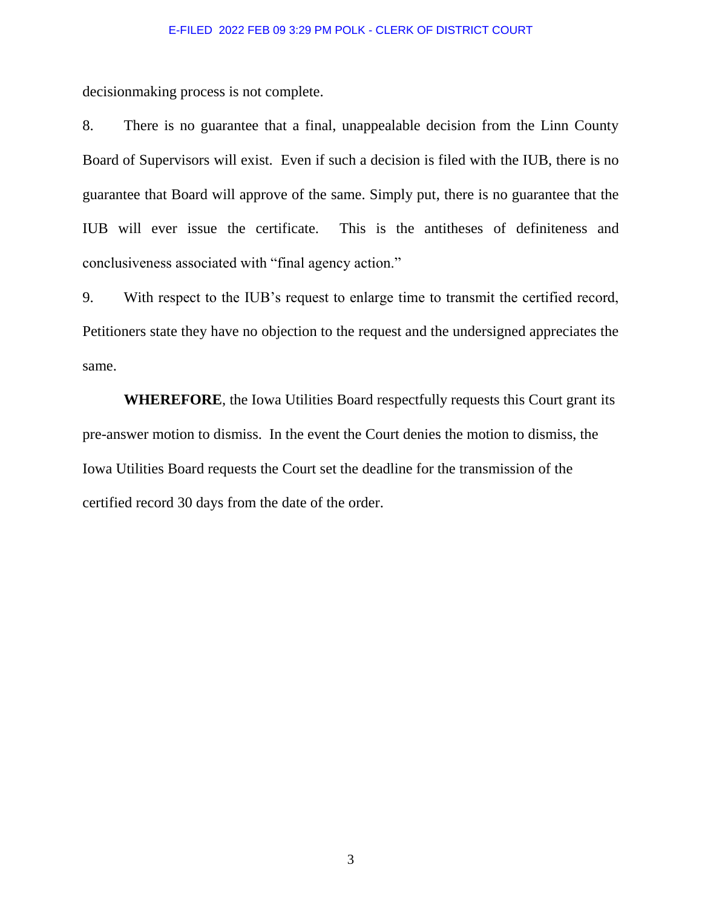decisionmaking process is not complete.

8. There is no guarantee that a final, unappealable decision from the Linn County Board of Supervisors will exist. Even if such a decision is filed with the IUB, there is no guarantee that Board will approve of the same. Simply put, there is no guarantee that the IUB will ever issue the certificate. This is the antitheses of definiteness and conclusiveness associated with "final agency action."

9. With respect to the IUB's request to enlarge time to transmit the certified record, Petitioners state they have no objection to the request and the undersigned appreciates the same.

**WHEREFORE**, the Iowa Utilities Board respectfully requests this Court grant its pre-answer motion to dismiss. In the event the Court denies the motion to dismiss, the Iowa Utilities Board requests the Court set the deadline for the transmission of the certified record 30 days from the date of the order.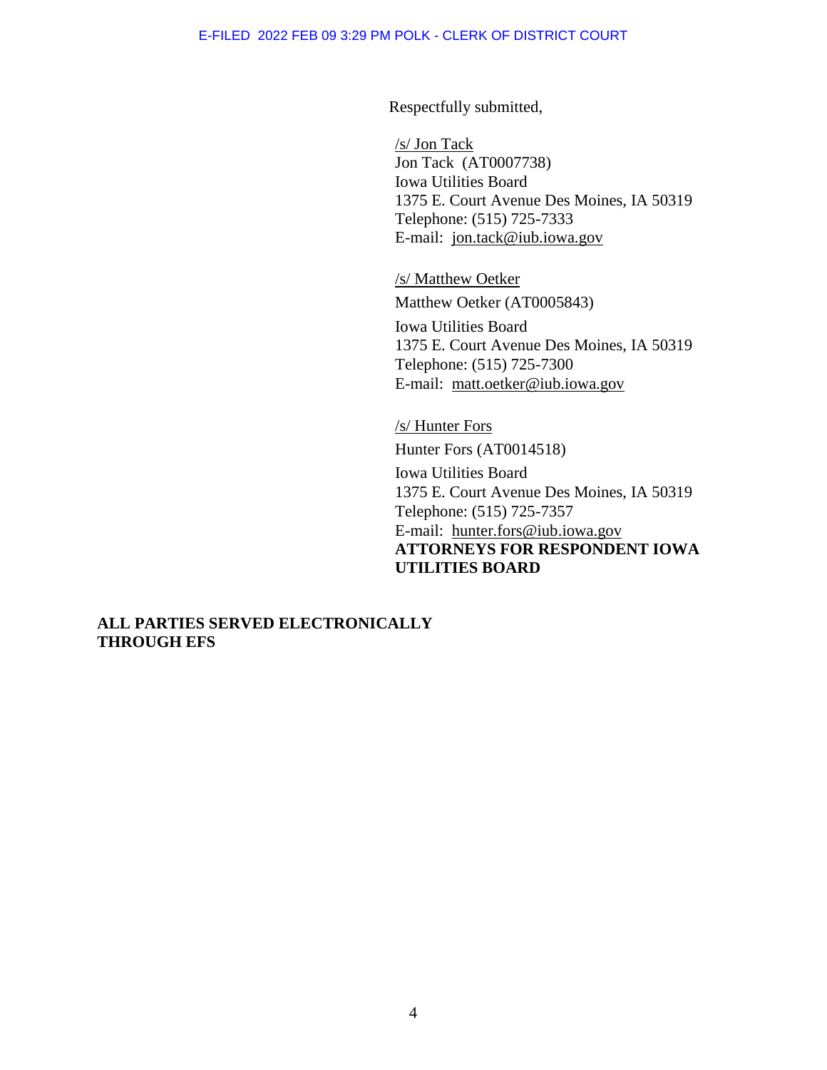Respectfully submitted,

/s/ Jon Tack
Jon Tack (AT0007738)
Iowa Utilities Board
1375 E. Court Avenue Des Moines, IA 50319
Telephone: (515) 725-7333
E-mail: jon.tack@iub.iowa.gov

/s/ Matthew Oetker
Matthew Oetker (AT0005843)
Iowa Utilities Board
1375 E. Court Avenue Des Moines, IA 50319
Telephone: (515) 725-7300
E-mail: matt.oetker@iub.iowa.gov

/s/ Hunter Fors
Hunter Fors (AT0014518)
Iowa Utilities Board
1375 E. Court Avenue Des Moines, IA 50319
Telephone: (515) 725-7357
E-mail: hunter.fors@iub.iowa.gov
**ATTORNEYS FOR RESPONDENT IOWA UTILITIES BOARD**

**ALL PARTIES SERVED ELECTRONICALLY THROUGH EFS**